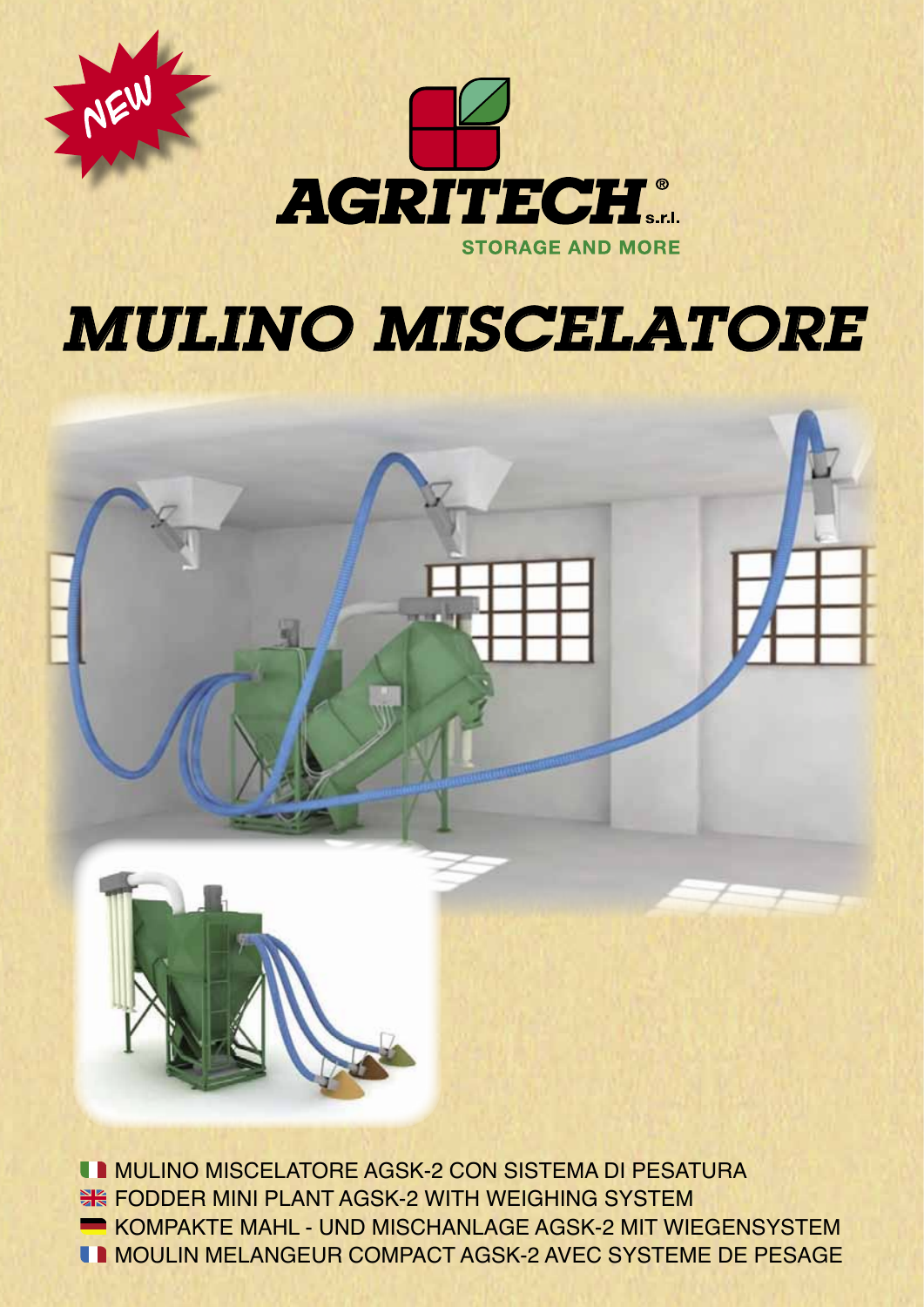NEW

AGRITECH® s.r.l.

STORAGE AND MORE

# MULINO MISCELATORE

- MULINO MISCELATORE AGSK-2 CON SISTEMA DI PESATURA
- FODDER MINI PLANT AGSK-2 WITH WEIGHING SYSTEM
- KOMPAKTE MAHL - UND MISCHANLAGE AGSK-2 MIT WIEGENSYSTEM
- MOULIN MELANGEUR COMPACT AGSK-2 AVEC SYSTEME DE PESAGE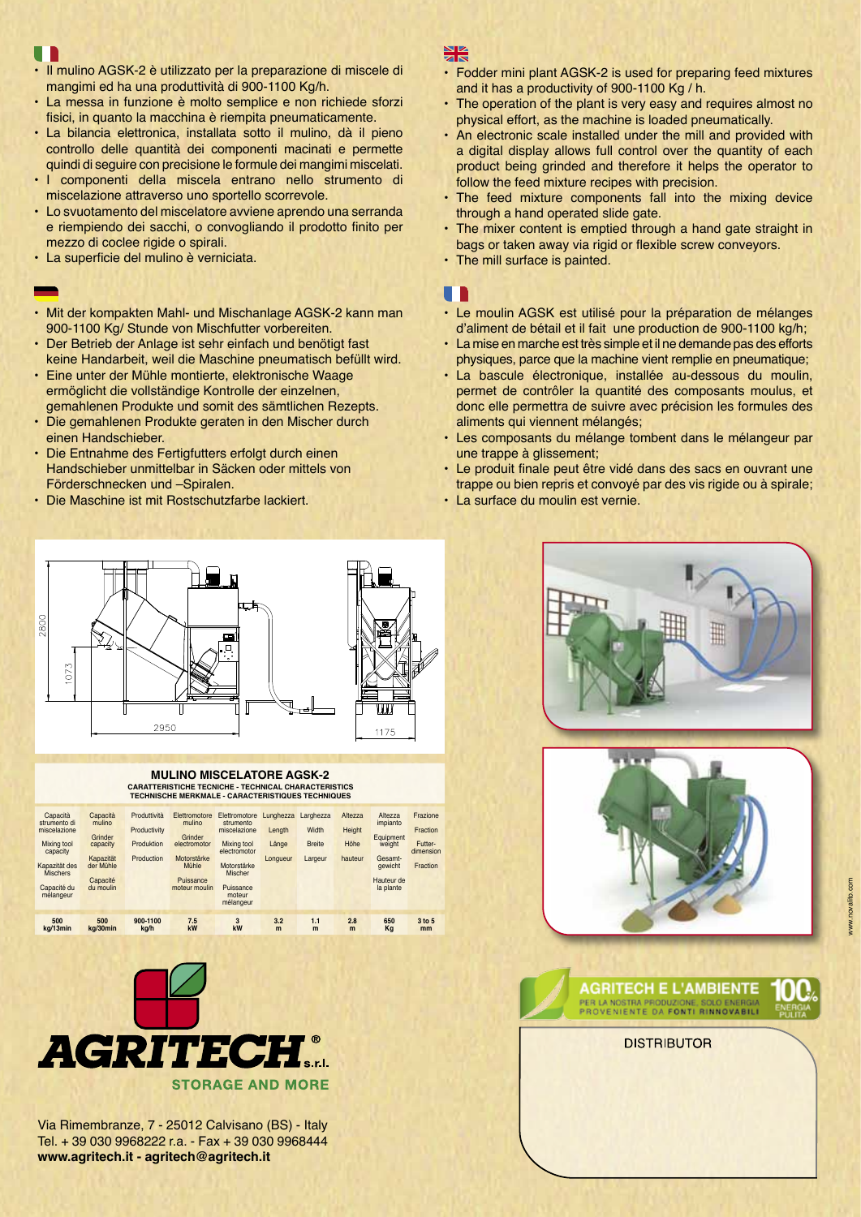- Il mulino AGSK-2 è utilizzato per la preparazione di miscele di mangimi ed ha una produttività di 900-1100 Kg/h.
- La messa in funzione è molto semplice e non richiede sforzi fisici, in quanto la macchina è riempita pneumaticamente.
- La bilancia elettronica, installata sotto il mulino, dà il pieno controllo delle quantità dei componenti macinati e permette quindi di seguire con precisione le formule dei mangimi miscelati.
- I componenti della miscela entrano nello strumento di miscelazione attraverso uno sportello scorrevole.
- Lo svuotamento del miscelatore avviene aprendo una serranda e riempiendo dei sacchi, o convogliando il prodotto finito per mezzo di coclee rigide o spirali.
- La superficie del mulino è verniciata.

- Fodder mini plant AGSK-2 is used for preparing feed mixtures and it has a productivity of 900-1100 Kg / h.
- The operation of the plant is very easy and requires almost no physical effort, as the machine is loaded pneumatically.
- An electronic scale installed under the mill and provided with a digital display allows full control over the quantity of each product being grinded and therefore it helps the operator to follow the feed mixture recipes with precision.
- The feed mixture components fall into the mixing device through a hand operated slide gate.
- The mixer content is emptied through a hand gate straight in bags or taken away via rigid or flexible screw conveyors.
- The mill surface is painted.

- Mit der kompakten Mahl- und Mischanlage AGSK-2 kann man 900-1100 Kg/ Stunde von Mischfutter vorbereiten.
- Der Betrieb der Anlage ist sehr einfach und benötigt fast keine Handarbeit, weil die Maschine pneumatisch befüllt wird.
- Eine unter der Mühle montierte, elektronische Waage ermöglicht die vollständige Kontrolle der einzelnen, gemahlenen Produkte und somit des sämtlichen Rezepts.
- Die gemahlenen Produkte geraten in den Mischer durch einen Handschieber.
- Die Entnahme des Fertigfutters erfolgt durch einen Handschieber unmittelbar in Säcken oder mittels von Förderschnecken und –Spiralen.
- Die Maschine ist mit Rostschutzfarbe lackiert.

- Le moulin AGSK est utilisé pour la préparation de mélanges d'aliment de bétail et il fait une production de 900-1100 kg/h;
- La mise en marche est très simple et il ne demande pas des efforts physiques, parce que la machine vient remplie en pneumatique;
- La bascule électronique, installée au-dessous du moulin, permet de contrôler la quantité des composants moulus, et donc elle permettra de suivre avec précision les formules des aliments qui viennent mélangés;
- Les composants du mélange tombent dans le mélangeur par une trappe à glissement;
- Le produit finale peut être vidé dans des sacs en ouvrant une trappe ou bien repris et convoyé par des vis rigide ou à spirale;
- La surface du moulin est vernie.

2800
1073
2950
1175

## MULINO MISCELATORE AGSK-2

CARATTERISTICHE TECNICHE - TECHNICAL CHARACTERISTICS
TECHNISCHE MERKMALE - CARACTERISTIQUES TECHNIQUES

| Capacità strumento di miscelazione / Mixing tool capacity / Kapazität des Mischers / Capacité du mélangeur | Capacità mulino / Grinder capacity / Kapazität der Mühle / Capacité du moulin | Produttività / Productivity / Produktion / Production | Elettromotore mulino / Grinder electromotor / Motorstärke Mühle / Puissance moteur moulin | Elettromotore strumento miscelazione / Mixing tool electromotor / Motorstärke Mischer / Puissance moteur mélangeur | Lunghezza / Length / Länge / Longueur | Larghezza / Width / Breite / Largeur | Altezza / Height / Höhe / hauteur | Altezza impianto / Equipment weight / Gesamt-gewicht / Hauteur de la plante | Frazione / Fraction / Futter-dimension / Fraction |
|---|---|---|---|---|---|---|---|---|---|
| 500 kg/13min | 500 kg/30min | 900-1100 kg/h | 7.5 kW | 3 kW | 3.2 m | 1.1 m | 2.8 m | 650 Kg | 3 to 5 mm |

AGRITECH s.r.l.
STORAGE AND MORE

Via Rimembranze, 7 - 25012 Calvisano (BS) - Italy
Tel. + 39 030 9968222 r.a. - Fax + 39 030 9968444
**www.agritech.it - agritech@agritech.it**

AGRITECH E L'AMBIENTE
PER LA NOSTRA PRODUZIONE, SOLO ENERGIA PROVENIENTE DA FONTI RINNOVABILI
100% ENERGIA PULITA

DISTRIBUTOR